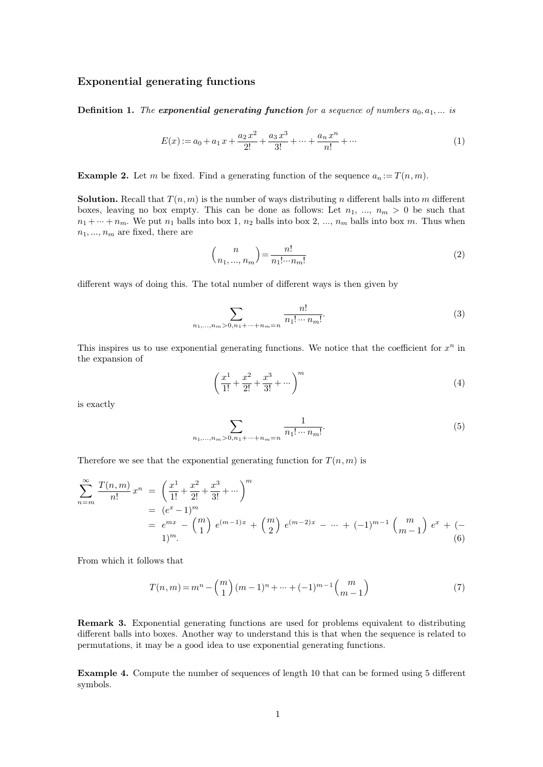## Exponential generating functions

**Definition 1.** *The* ***exponential generating function*** *for a sequence of numbers $a_0, a_1, \ldots$ is*

$$E(x) := a_0 + a_1 x + \frac{a_2 x^2}{2!} + \frac{a_3 x^3}{3!} + \cdots + \frac{a_n x^n}{n!} + \cdots \tag{1}$$

**Example 2.** Let $m$ be fixed. Find a generating function of the sequence $a_n := T(n, m)$.

**Solution.** Recall that $T(n, m)$ is the number of ways distributing $n$ different balls into $m$ different boxes, leaving no box empty. This can be done as follows: Let $n_1, \ldots, n_m > 0$ be such that $n_1 + \cdots + n_m$. We put $n_1$ balls into box 1, $n_2$ balls into box 2, ..., $n_m$ balls into box $m$. Thus when $n_1, \ldots, n_m$ are fixed, there are

$$\binom{n}{n_1, \ldots, n_m} = \frac{n!}{n_1! \cdots n_m!} \tag{2}$$

different ways of doing this. The total number of different ways is then given by

$$\sum_{n_1, \ldots, n_m > 0, n_1 + \cdots + n_m = n} \frac{n!}{n_1! \cdots n_m!}. \tag{3}$$

This inspires us to use exponential generating functions. We notice that the coefficient for $x^n$ in the expansion of

$$\left( \frac{x^1}{1!} + \frac{x^2}{2!} + \frac{x^3}{3!} + \cdots \right)^m \tag{4}$$

is exactly

$$\sum_{n_1, \ldots, n_m > 0, n_1 + \cdots + n_m = n} \frac{1}{n_1! \cdots n_m!}. \tag{5}$$

Therefore we see that the exponential generating function for $T(n, m)$ is

$$\begin{aligned}
\sum_{n=m}^{\infty} \frac{T(n,m)}{n!} x^n &= \left( \frac{x^1}{1!} + \frac{x^2}{2!} + \frac{x^3}{3!} + \cdots \right)^m \\
&= (e^x - 1)^m \\
&= e^{mx} - \binom{m}{1} e^{(m-1)x} + \binom{m}{2} e^{(m-2)x} - \cdots + (-1)^{m-1} \binom{m}{m-1} e^x + (-1)^m.
\end{aligned} \tag{6}$$

From which it follows that

$$T(n,m) = m^n - \binom{m}{1} (m-1)^n + \cdots + (-1)^{m-1} \binom{m}{m-1} \tag{7}$$

**Remark 3.** Exponential generating functions are used for problems equivalent to distributing different balls into boxes. Another way to understand this is that when the sequence is related to permutations, it may be a good idea to use exponential generating functions.

**Example 4.** Compute the number of sequences of length 10 that can be formed using 5 different symbols.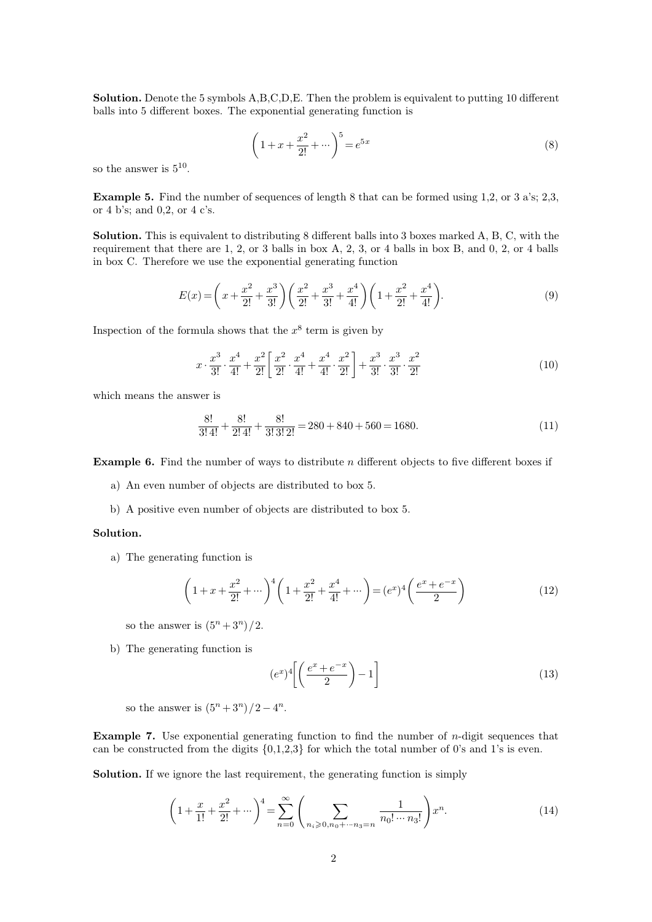**Solution.** Denote the 5 symbols A,B,C,D,E. Then the problem is equivalent to putting 10 different balls into 5 different boxes. The exponential generating function is

$$\left(1+x+\frac{x^2}{2!}+\cdots\right)^5 = e^{5x} \tag{8}$$

so the answer is $5^{10}$.

**Example 5.** Find the number of sequences of length 8 that can be formed using 1,2, or 3 a's; 2,3, or 4 b's; and 0,2, or 4 c's.

**Solution.** This is equivalent to distributing 8 different balls into 3 boxes marked A, B, C, with the requirement that there are 1, 2, or 3 balls in box A, 2, 3, or 4 balls in box B, and 0, 2, or 4 balls in box C. Therefore we use the exponential generating function

$$E(x) = \left(x+\frac{x^2}{2!}+\frac{x^3}{3!}\right)\left(\frac{x^2}{2!}+\frac{x^3}{3!}+\frac{x^4}{4!}\right)\left(1+\frac{x^2}{2!}+\frac{x^4}{4!}\right). \tag{9}$$

Inspection of the formula shows that the $x^8$ term is given by

$$x\cdot\frac{x^3}{3!}\cdot\frac{x^4}{4!}+\frac{x^2}{2!}\left[\frac{x^2}{2!}\cdot\frac{x^4}{4!}+\frac{x^4}{4!}\cdot\frac{x^2}{2!}\right]+\frac{x^3}{3!}\cdot\frac{x^3}{3!}\cdot\frac{x^2}{2!} \tag{10}$$

which means the answer is

$$\frac{8!}{3!\,4!}+\frac{8!}{2!\,4!}+\frac{8!}{3!\,3!\,2!} = 280+840+560 = 1680. \tag{11}$$

**Example 6.** Find the number of ways to distribute $n$ different objects to five different boxes if

a) An even number of objects are distributed to box 5.

b) A positive even number of objects are distributed to box 5.

**Solution.**

a) The generating function is

$$\left(1+x+\frac{x^2}{2!}+\cdots\right)^4\left(1+\frac{x^2}{2!}+\frac{x^4}{4!}+\cdots\right) = (e^x)^4\left(\frac{e^x+e^{-x}}{2}\right) \tag{12}$$

so the answer is $(5^n+3^n)/2$.

b) The generating function is

$$(e^x)^4\left[\left(\frac{e^x+e^{-x}}{2}\right)-1\right] \tag{13}$$

so the answer is $(5^n+3^n)/2-4^n$.

**Example 7.** Use exponential generating function to find the number of $n$-digit sequences that can be constructed from the digits {0,1,2,3} for which the total number of 0's and 1's is even.

**Solution.** If we ignore the last requirement, the generating function is simply

$$\left(1+\frac{x}{1!}+\frac{x^2}{2!}+\cdots\right)^4 = \sum_{n=0}^{\infty}\left(\sum_{n_i\geqslant 0, n_0+\cdots n_3=n}\frac{1}{n_0!\cdots n_3!}\right)x^n. \tag{14}$$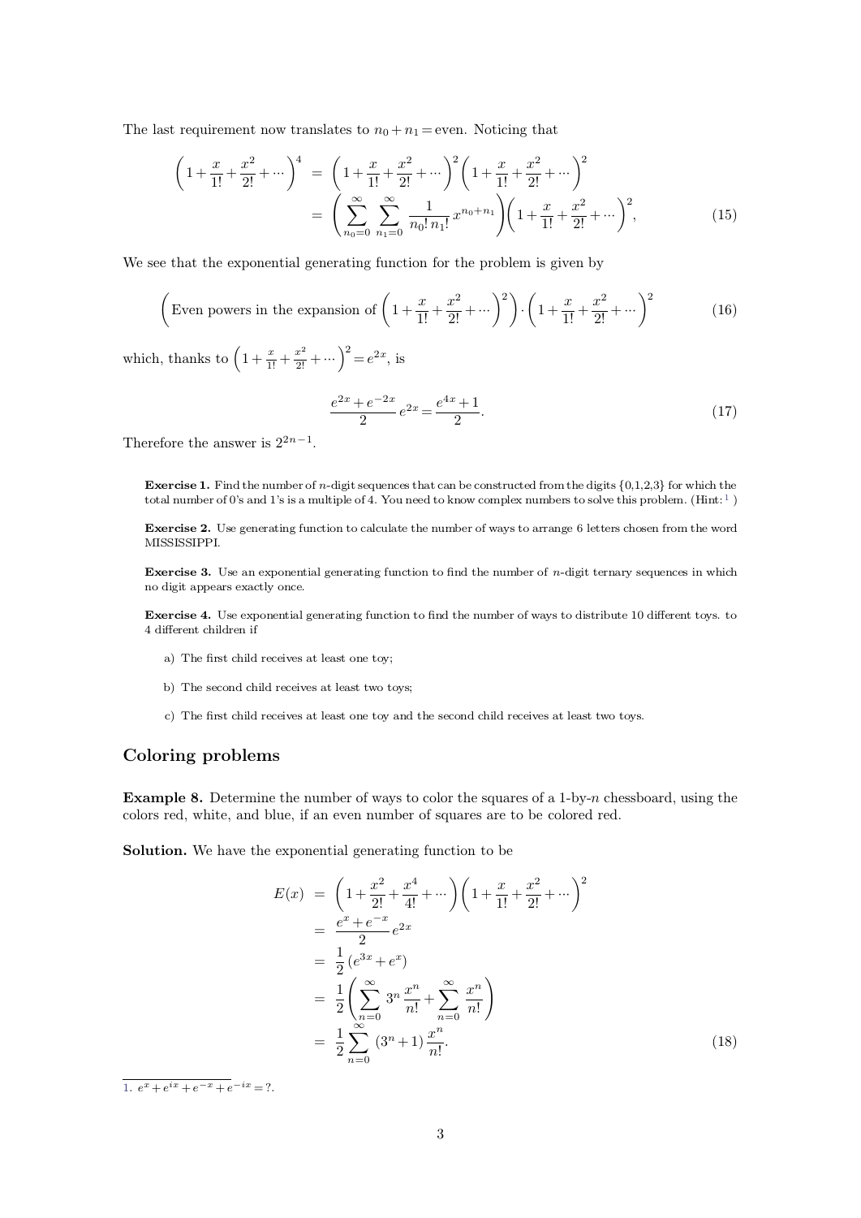The last requirement now translates to $n_0 + n_1 = \text{even}$. Noticing that

$$
\begin{aligned}
\left(1+\frac{x}{1!}+\frac{x^2}{2!}+\cdots\right)^4 &= \left(1+\frac{x}{1!}+\frac{x^2}{2!}+\cdots\right)^2\left(1+\frac{x}{1!}+\frac{x^2}{2!}+\cdots\right)^2 \\
&= \left(\sum_{n_0=0}^{\infty}\sum_{n_1=0}^{\infty}\frac{1}{n_0!\,n_1!}x^{n_0+n_1}\right)\left(1+\frac{x}{1!}+\frac{x^2}{2!}+\cdots\right)^2, \qquad (15)
\end{aligned}
$$

We see that the exponential generating function for the problem is given by

$$
\left(\text{Even powers in the expansion of } \left(1+\frac{x}{1!}+\frac{x^2}{2!}+\cdots\right)^2\right)\cdot\left(1+\frac{x}{1!}+\frac{x^2}{2!}+\cdots\right)^2 \qquad (16)
$$

which, thanks to $\left(1+\frac{x}{1!}+\frac{x^2}{2!}+\cdots\right)^2 = e^{2x}$, is

$$
\frac{e^{2x}+e^{-2x}}{2}e^{2x} = \frac{e^{4x}+1}{2}. \qquad (17)
$$

Therefore the answer is $2^{2n-1}$.

**Exercise 1.** Find the number of $n$-digit sequences that can be constructed from the digits $\{0,1,2,3\}$ for which the total number of 0's and 1's is a multiple of 4. You need to know complex numbers to solve this problem. (Hint: [1] )

**Exercise 2.** Use generating function to calculate the number of ways to arrange 6 letters chosen from the word MISSISSIPPI.

**Exercise 3.** Use an exponential generating function to find the number of $n$-digit ternary sequences in which no digit appears exactly once.

**Exercise 4.** Use exponential generating function to find the number of ways to distribute 10 different toys. to 4 different children if

a) The first child receives at least one toy;

b) The second child receives at least two toys;

c) The first child receives at least one toy and the second child receives at least two toys.

## Coloring problems

**Example 8.** Determine the number of ways to color the squares of a 1-by-$n$ chessboard, using the colors red, white, and blue, if an even number of squares are to be colored red.

**Solution.** We have the exponential generating function to be

$$
\begin{aligned}
E(x) &= \left(1+\frac{x^2}{2!}+\frac{x^4}{4!}+\cdots\right)\left(1+\frac{x}{1!}+\frac{x^2}{2!}+\cdots\right)^2 \\
&= \frac{e^x+e^{-x}}{2}e^{2x} \\
&= \frac{1}{2}\left(e^{3x}+e^x\right) \\
&= \frac{1}{2}\left(\sum_{n=0}^{\infty}3^n\frac{x^n}{n!}+\sum_{n=0}^{\infty}\frac{x^n}{n!}\right) \\
&= \frac{1}{2}\sum_{n=0}^{\infty}(3^n+1)\frac{x^n}{n!}. \qquad (18)
\end{aligned}
$$

---

1. $e^x + e^{ix} + e^{-x} + e^{-ix} = ?$.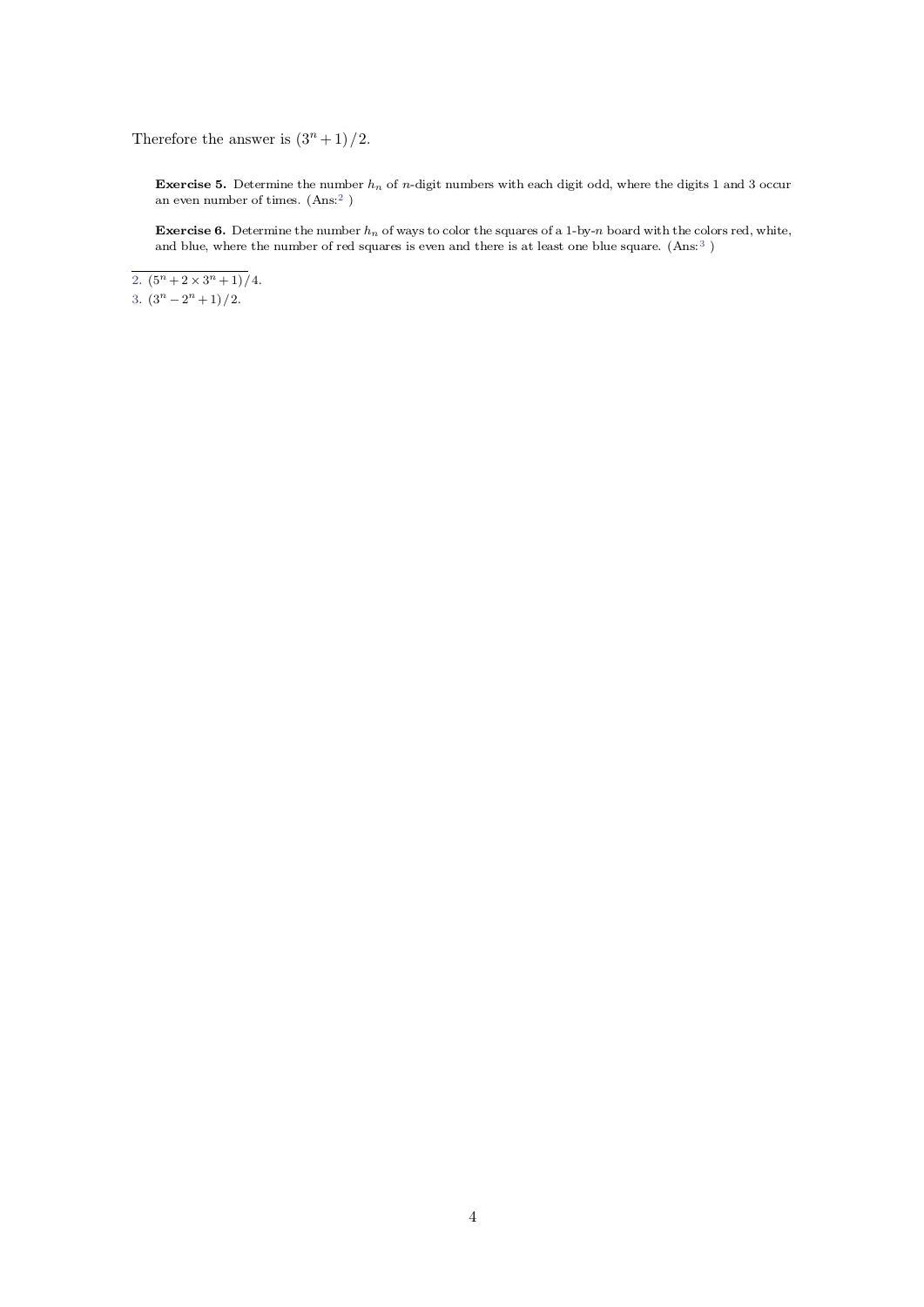Therefore the answer is $(3^n + 1)/2$.

**Exercise 5.** Determine the number $h_n$ of $n$-digit numbers with each digit odd, where the digits 1 and 3 occur an even number of times. (Ans:[2] )

**Exercise 6.** Determine the number $h_n$ of ways to color the squares of a 1-by-$n$ board with the colors red, white, and blue, where the number of red squares is even and there is at least one blue square. (Ans:[3] )

---

2. $(5^n + 2 \times 3^n + 1)/4$.
3. $(3^n - 2^n + 1)/2$.